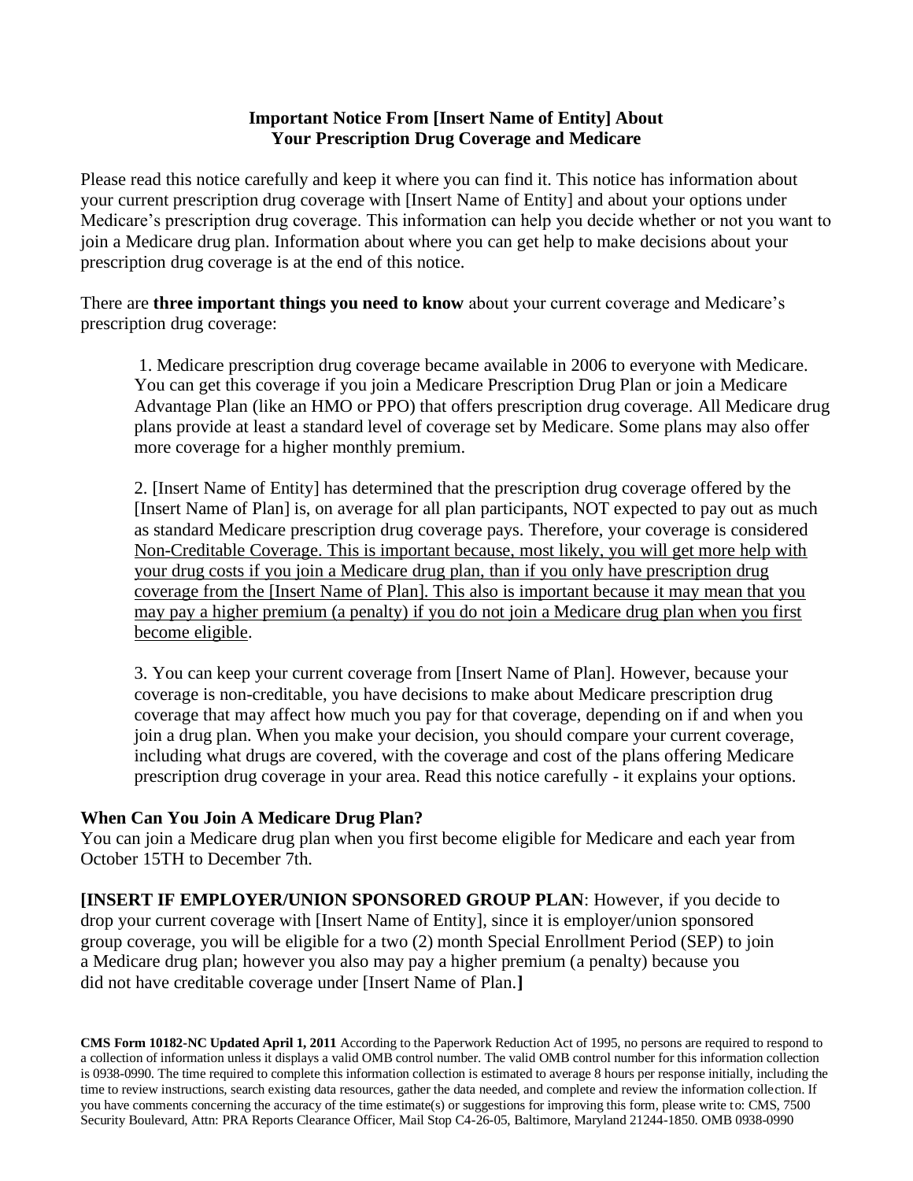**Important Notice From [Insert Name of Entity] About Your Prescription Drug Coverage and Medicare**

Please read this notice carefully and keep it where you can find it. This notice has information about your current prescription drug coverage with [Insert Name of Entity] and about your options under Medicare's prescription drug coverage. This information can help you decide whether or not you want to join a Medicare drug plan. Information about where you can get help to make decisions about your prescription drug coverage is at the end of this notice.

There are **three important things you need to know** about your current coverage and Medicare's prescription drug coverage:

1. Medicare prescription drug coverage became available in 2006 to everyone with Medicare. You can get this coverage if you join a Medicare Prescription Drug Plan or join a Medicare Advantage Plan (like an HMO or PPO) that offers prescription drug coverage. All Medicare drug plans provide at least a standard level of coverage set by Medicare. Some plans may also offer more coverage for a higher monthly premium.

2. [Insert Name of Entity] has determined that the prescription drug coverage offered by the [Insert Name of Plan] is, on average for all plan participants, NOT expected to pay out as much as standard Medicare prescription drug coverage pays. Therefore, your coverage is considered <u>Non-Creditable Coverage. This is important because, most likely, you will get more help with your drug costs if you join a Medicare drug plan, than if you only have prescription drug coverage from the [Insert Name of Plan]. This also is important because it may mean that you may pay a higher premium (a penalty) if you do not join a Medicare drug plan when you first become eligible</u>.

3. You can keep your current coverage from [Insert Name of Plan]. However, because your coverage is non-creditable, you have decisions to make about Medicare prescription drug coverage that may affect how much you pay for that coverage, depending on if and when you join a drug plan. When you make your decision, you should compare your current coverage, including what drugs are covered, with the coverage and cost of the plans offering Medicare prescription drug coverage in your area. Read this notice carefully - it explains your options.

**When Can You Join A Medicare Drug Plan?**

You can join a Medicare drug plan when you first become eligible for Medicare and each year from October 15TH to December 7th.

**[INSERT IF EMPLOYER/UNION SPONSORED GROUP PLAN**: However, if you decide to drop your current coverage with [Insert Name of Entity], since it is employer/union sponsored group coverage, you will be eligible for a two (2) month Special Enrollment Period (SEP) to join a Medicare drug plan; however you also may pay a higher premium (a penalty) because you did not have creditable coverage under [Insert Name of Plan.**]**

**CMS Form 10182-NC Updated April 1, 2011** According to the Paperwork Reduction Act of 1995, no persons are required to respond to a collection of information unless it displays a valid OMB control number. The valid OMB control number for this information collection is 0938-0990. The time required to complete this information collection is estimated to average 8 hours per response initially, including the time to review instructions, search existing data resources, gather the data needed, and complete and review the information collection. If you have comments concerning the accuracy of the time estimate(s) or suggestions for improving this form, please write to: CMS, 7500 Security Boulevard, Attn: PRA Reports Clearance Officer, Mail Stop C4-26-05, Baltimore, Maryland 21244-1850. OMB 0938-0990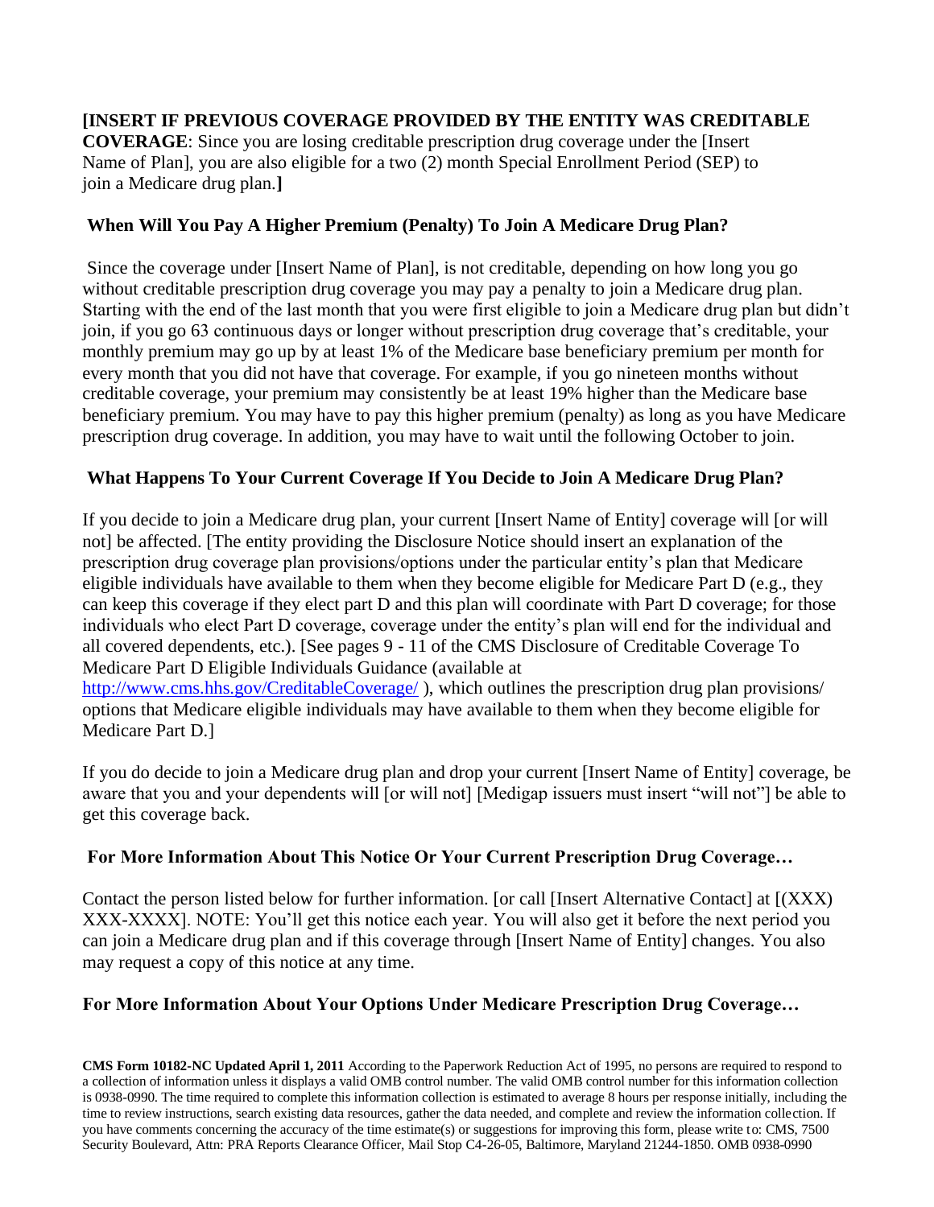**[INSERT IF PREVIOUS COVERAGE PROVIDED BY THE ENTITY WAS CREDITABLE COVERAGE**: Since you are losing creditable prescription drug coverage under the [Insert Name of Plan], you are also eligible for a two (2) month Special Enrollment Period (SEP) to join a Medicare drug plan.**]**

## When Will You Pay A Higher Premium (Penalty) To Join A Medicare Drug Plan?

Since the coverage under [Insert Name of Plan], is not creditable, depending on how long you go without creditable prescription drug coverage you may pay a penalty to join a Medicare drug plan. Starting with the end of the last month that you were first eligible to join a Medicare drug plan but didn't join, if you go 63 continuous days or longer without prescription drug coverage that's creditable, your monthly premium may go up by at least 1% of the Medicare base beneficiary premium per month for every month that you did not have that coverage. For example, if you go nineteen months without creditable coverage, your premium may consistently be at least 19% higher than the Medicare base beneficiary premium. You may have to pay this higher premium (penalty) as long as you have Medicare prescription drug coverage. In addition, you may have to wait until the following October to join.

## What Happens To Your Current Coverage If You Decide to Join A Medicare Drug Plan?

If you decide to join a Medicare drug plan, your current [Insert Name of Entity] coverage will [or will not] be affected. [The entity providing the Disclosure Notice should insert an explanation of the prescription drug coverage plan provisions/options under the particular entity's plan that Medicare eligible individuals have available to them when they become eligible for Medicare Part D (e.g., they can keep this coverage if they elect part D and this plan will coordinate with Part D coverage; for those individuals who elect Part D coverage, coverage under the entity's plan will end for the individual and all covered dependents, etc.). [See pages 9 - 11 of the CMS Disclosure of Creditable Coverage To Medicare Part D Eligible Individuals Guidance (available at http://www.cms.hhs.gov/CreditableCoverage/ ), which outlines the prescription drug plan provisions/ options that Medicare eligible individuals may have available to them when they become eligible for Medicare Part D.]

If you do decide to join a Medicare drug plan and drop your current [Insert Name of Entity] coverage, be aware that you and your dependents will [or will not] [Medigap issuers must insert "will not"] be able to get this coverage back.

## For More Information About This Notice Or Your Current Prescription Drug Coverage…

Contact the person listed below for further information. [or call [Insert Alternative Contact] at [(XXX) XXX-XXXX]. NOTE: You'll get this notice each year. You will also get it before the next period you can join a Medicare drug plan and if this coverage through [Insert Name of Entity] changes. You also may request a copy of this notice at any time.

## For More Information About Your Options Under Medicare Prescription Drug Coverage…

**CMS Form 10182-NC Updated April 1, 2011** According to the Paperwork Reduction Act of 1995, no persons are required to respond to a collection of information unless it displays a valid OMB control number. The valid OMB control number for this information collection is 0938-0990. The time required to complete this information collection is estimated to average 8 hours per response initially, including the time to review instructions, search existing data resources, gather the data needed, and complete and review the information collection. If you have comments concerning the accuracy of the time estimate(s) or suggestions for improving this form, please write to: CMS, 7500 Security Boulevard, Attn: PRA Reports Clearance Officer, Mail Stop C4-26-05, Baltimore, Maryland 21244-1850. OMB 0938-0990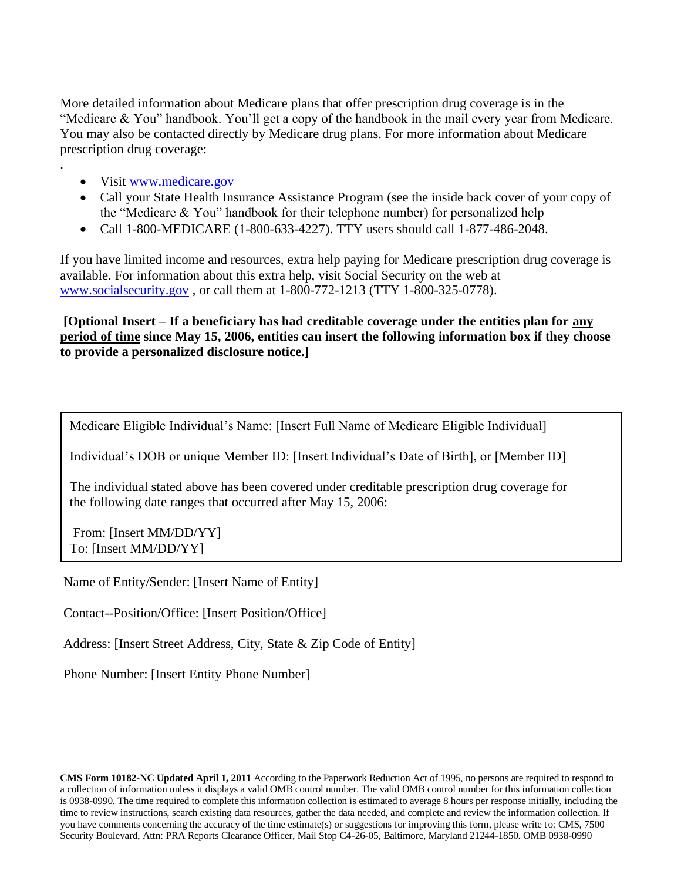More detailed information about Medicare plans that offer prescription drug coverage is in the "Medicare & You" handbook. You'll get a copy of the handbook in the mail every year from Medicare. You may also be contacted directly by Medicare drug plans. For more information about Medicare prescription drug coverage:

.

- Visit www.medicare.gov
- Call your State Health Insurance Assistance Program (see the inside back cover of your copy of the "Medicare & You" handbook for their telephone number) for personalized help
- Call 1-800-MEDICARE (1-800-633-4227). TTY users should call 1-877-486-2048.

If you have limited income and resources, extra help paying for Medicare prescription drug coverage is available. For information about this extra help, visit Social Security on the web at www.socialsecurity.gov , or call them at 1-800-772-1213 (TTY 1-800-325-0778).

**[Optional Insert – If a beneficiary has had creditable coverage under the entities plan for <u>any period of time</u> since May 15, 2006, entities can insert the following information box if they choose to provide a personalized disclosure notice.]**

Medicare Eligible Individual's Name: [Insert Full Name of Medicare Eligible Individual]

Individual's DOB or unique Member ID: [Insert Individual's Date of Birth], or [Member ID]

The individual stated above has been covered under creditable prescription drug coverage for the following date ranges that occurred after May 15, 2006:

From: [Insert MM/DD/YY]
To: [Insert MM/DD/YY]

Name of Entity/Sender: [Insert Name of Entity]

Contact--Position/Office: [Insert Position/Office]

Address: [Insert Street Address, City, State & Zip Code of Entity]

Phone Number: [Insert Entity Phone Number]

**CMS Form 10182-NC Updated April 1, 2011** According to the Paperwork Reduction Act of 1995, no persons are required to respond to a collection of information unless it displays a valid OMB control number. The valid OMB control number for this information collection is 0938-0990. The time required to complete this information collection is estimated to average 8 hours per response initially, including the time to review instructions, search existing data resources, gather the data needed, and complete and review the information collection. If you have comments concerning the accuracy of the time estimate(s) or suggestions for improving this form, please write to: CMS, 7500 Security Boulevard, Attn: PRA Reports Clearance Officer, Mail Stop C4-26-05, Baltimore, Maryland 21244-1850. OMB 0938-0990